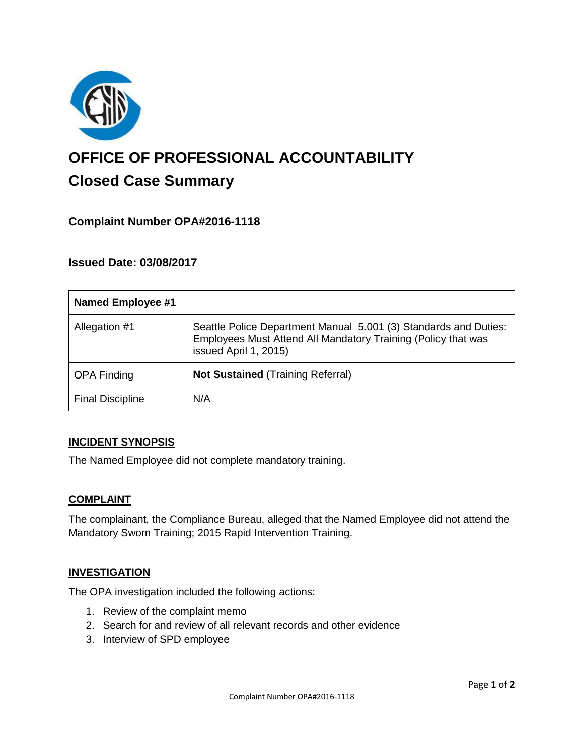# OFFICE OF PROFESSIONAL ACCOUNTABILITY

## Closed Case Summary

### Complaint Number OPA#2016-1118

### Issued Date: 03/08/2017

| Named Employee #1 | |
|---|---|
| Allegation #1 | Seattle Police Department Manual 5.001 (3) Standards and Duties: Employees Must Attend All Mandatory Training (Policy that was issued April 1, 2015) |
| OPA Finding | **Not Sustained** (Training Referral) |
| Final Discipline | N/A |

**INCIDENT SYNOPSIS**

The Named Employee did not complete mandatory training.

**COMPLAINT**

The complainant, the Compliance Bureau, alleged that the Named Employee did not attend the Mandatory Sworn Training; 2015 Rapid Intervention Training.

**INVESTIGATION**

The OPA investigation included the following actions:

1. Review of the complaint memo
2. Search for and review of all relevant records and other evidence
3. Interview of SPD employee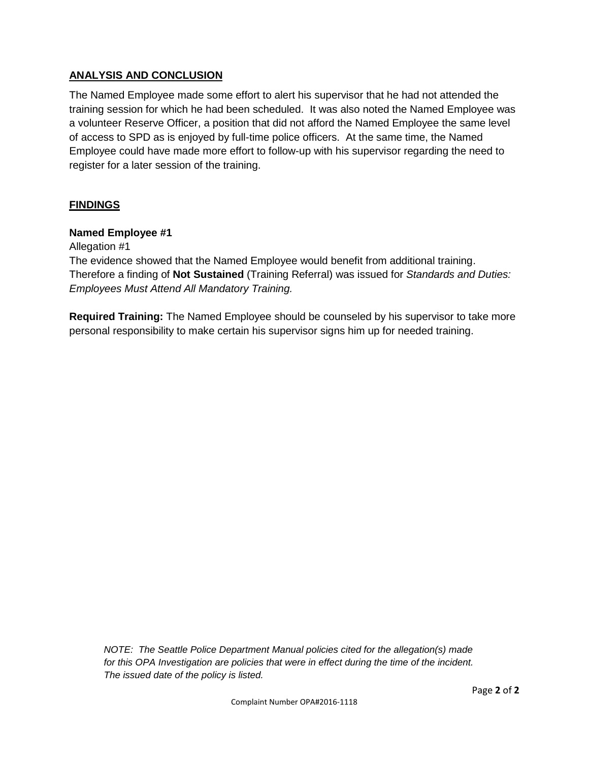## ANALYSIS AND CONCLUSION

The Named Employee made some effort to alert his supervisor that he had not attended the training session for which he had been scheduled. It was also noted the Named Employee was a volunteer Reserve Officer, a position that did not afford the Named Employee the same level of access to SPD as is enjoyed by full-time police officers. At the same time, the Named Employee could have made more effort to follow-up with his supervisor regarding the need to register for a later session of the training.

## FINDINGS

**Named Employee #1**

Allegation #1

The evidence showed that the Named Employee would benefit from additional training. Therefore a finding of **Not Sustained** (Training Referral) was issued for *Standards and Duties: Employees Must Attend All Mandatory Training.*

**Required Training:** The Named Employee should be counseled by his supervisor to take more personal responsibility to make certain his supervisor signs him up for needed training.

*NOTE: The Seattle Police Department Manual policies cited for the allegation(s) made for this OPA Investigation are policies that were in effect during the time of the incident. The issued date of the policy is listed.*

Complaint Number OPA#2016-1118